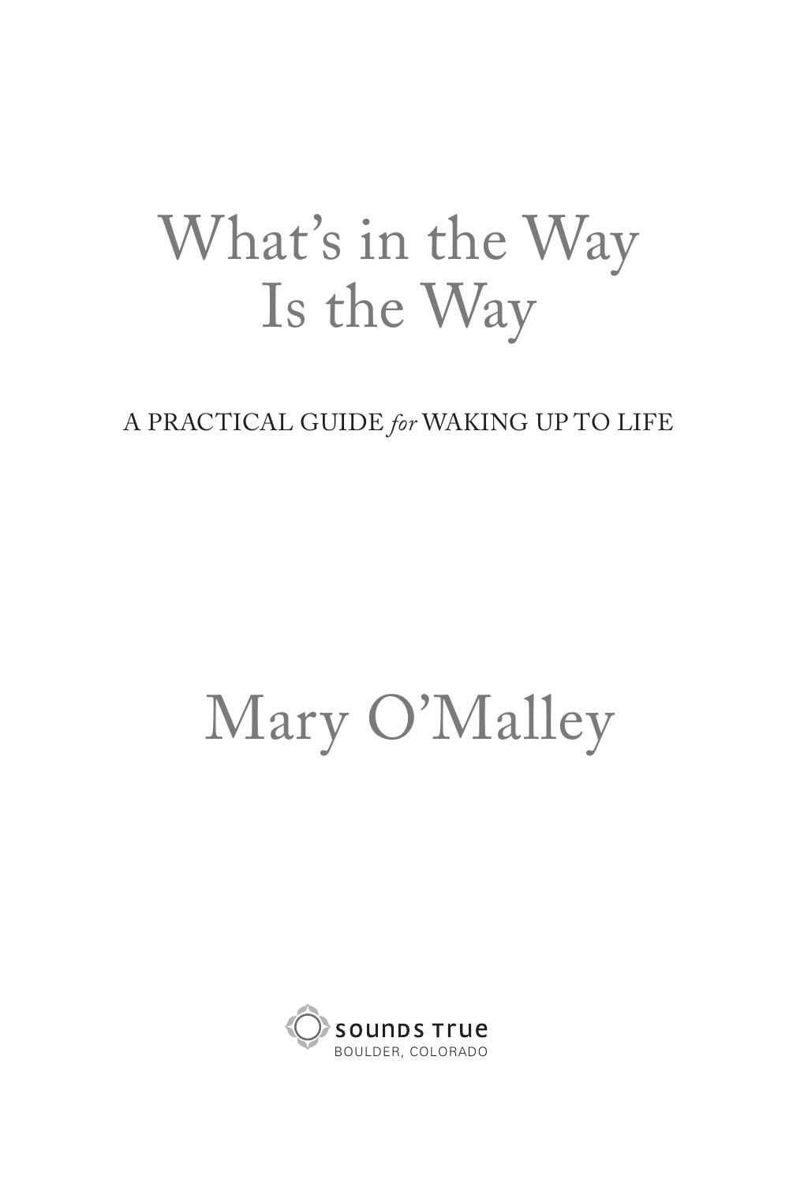# What's in the Way Is the Way

A PRACTICAL GUIDE *for* WAKING UP TO LIFE

Mary O'Malley

SOUNDS TRUE
BOULDER, COLORADO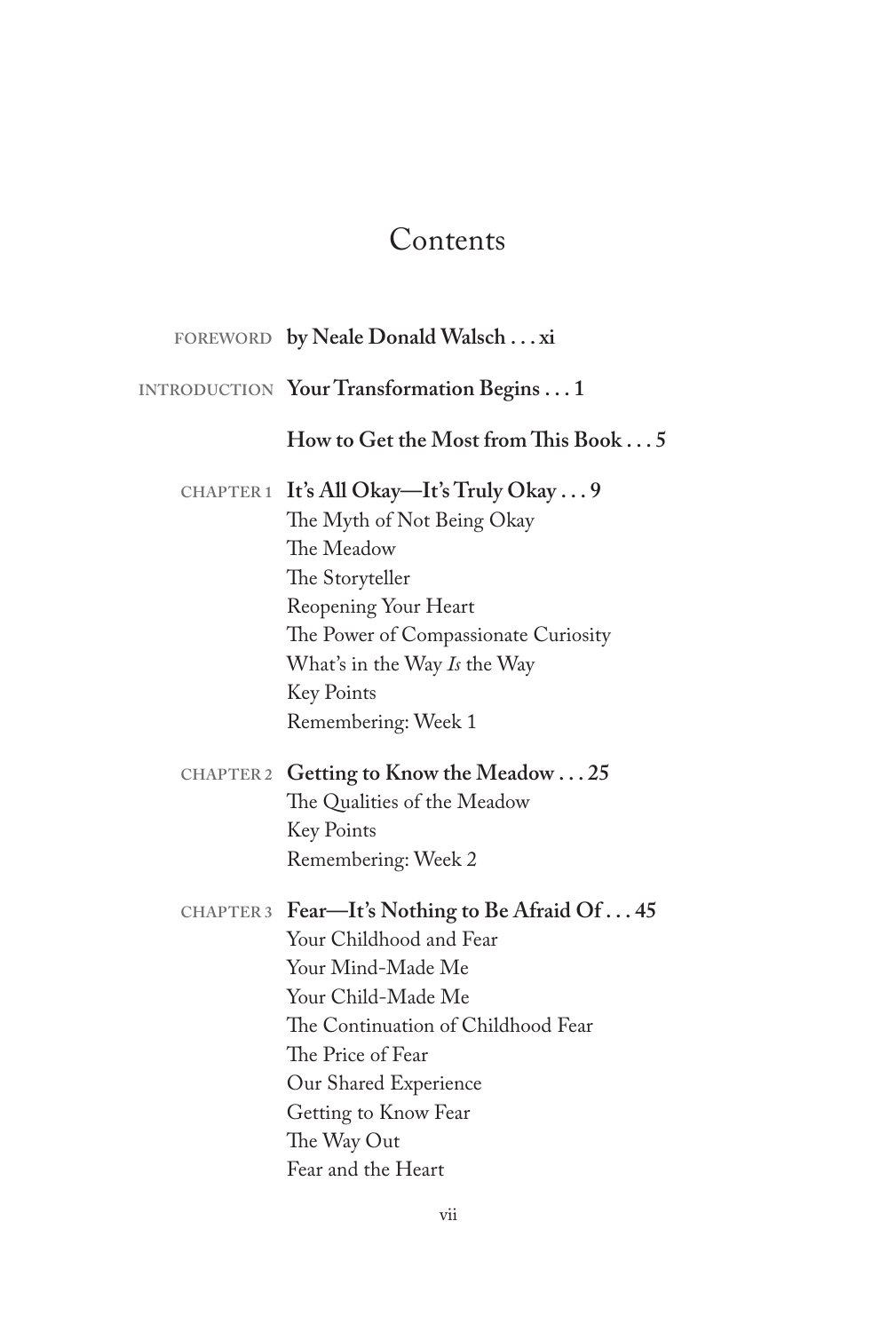# Contents

FOREWORD **by Neale Donald Walsch . . . xi**

INTRODUCTION **Your Transformation Begins . . . 1**

**How to Get the Most from This Book . . . 5**

CHAPTER 1 **It's All Okay—It's Truly Okay . . . 9**
The Myth of Not Being Okay
The Meadow
The Storyteller
Reopening Your Heart
The Power of Compassionate Curiosity
What's in the Way *Is* the Way
Key Points
Remembering: Week 1

CHAPTER 2 **Getting to Know the Meadow . . . 25**
The Qualities of the Meadow
Key Points
Remembering: Week 2

CHAPTER 3 **Fear—It's Nothing to Be Afraid Of . . . 45**
Your Childhood and Fear
Your Mind-Made Me
Your Child-Made Me
The Continuation of Childhood Fear
The Price of Fear
Our Shared Experience
Getting to Know Fear
The Way Out
Fear and the Heart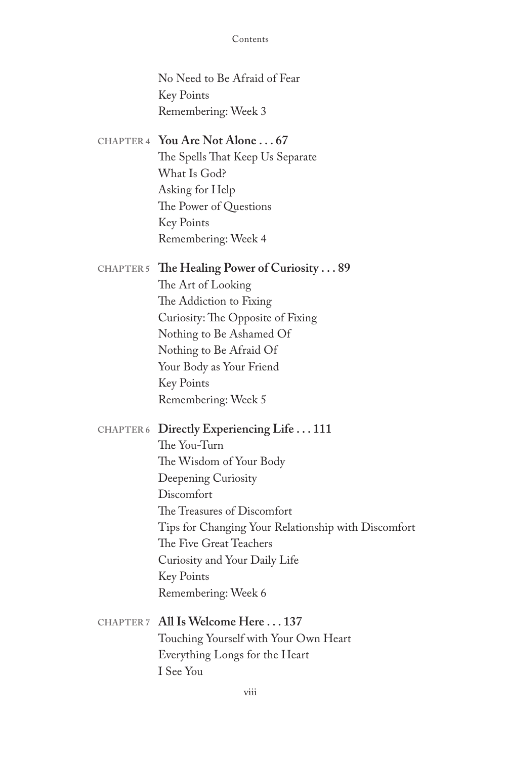No Need to Be Afraid of Fear
Key Points
Remembering: Week 3

**CHAPTER 4 You Are Not Alone . . . 67**
The Spells That Keep Us Separate
What Is God?
Asking for Help
The Power of Questions
Key Points
Remembering: Week 4

**CHAPTER 5 The Healing Power of Curiosity . . . 89**
The Art of Looking
The Addiction to Fixing
Curiosity: The Opposite of Fixing
Nothing to Be Ashamed Of
Nothing to Be Afraid Of
Your Body as Your Friend
Key Points
Remembering: Week 5

**CHAPTER 6 Directly Experiencing Life . . . 111**
The You-Turn
The Wisdom of Your Body
Deepening Curiosity
Discomfort
The Treasures of Discomfort
Tips for Changing Your Relationship with Discomfort
The Five Great Teachers
Curiosity and Your Daily Life
Key Points
Remembering: Week 6

**CHAPTER 7 All Is Welcome Here . . . 137**
Touching Yourself with Your Own Heart
Everything Longs for the Heart
I See You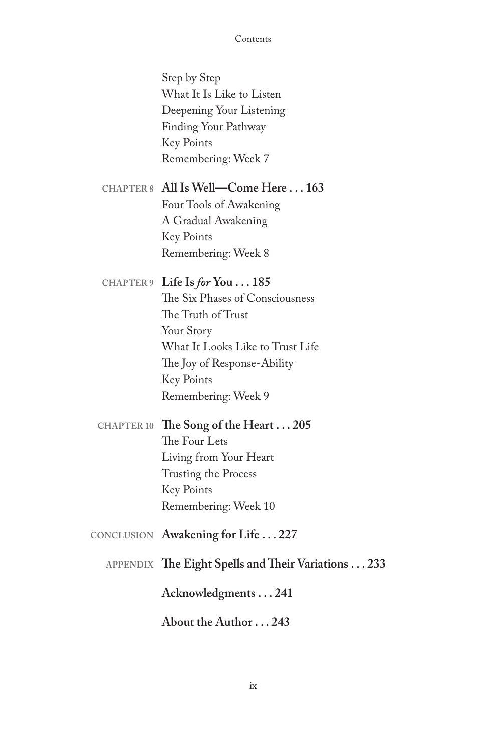Step by Step
What It Is Like to Listen
Deepening Your Listening
Finding Your Pathway
Key Points
Remembering: Week 7

CHAPTER 8 **All Is Well—Come Here . . . 163**
Four Tools of Awakening
A Gradual Awakening
Key Points
Remembering: Week 8

CHAPTER 9 **Life Is *for* You . . . 185**
The Six Phases of Consciousness
The Truth of Trust
Your Story
What It Looks Like to Trust Life
The Joy of Response-Ability
Key Points
Remembering: Week 9

CHAPTER 10 **The Song of the Heart . . . 205**
The Four Lets
Living from Your Heart
Trusting the Process
Key Points
Remembering: Week 10

CONCLUSION **Awakening for Life . . . 227**

APPENDIX **The Eight Spells and Their Variations . . . 233**

**Acknowledgments . . . 241**

**About the Author . . . 243**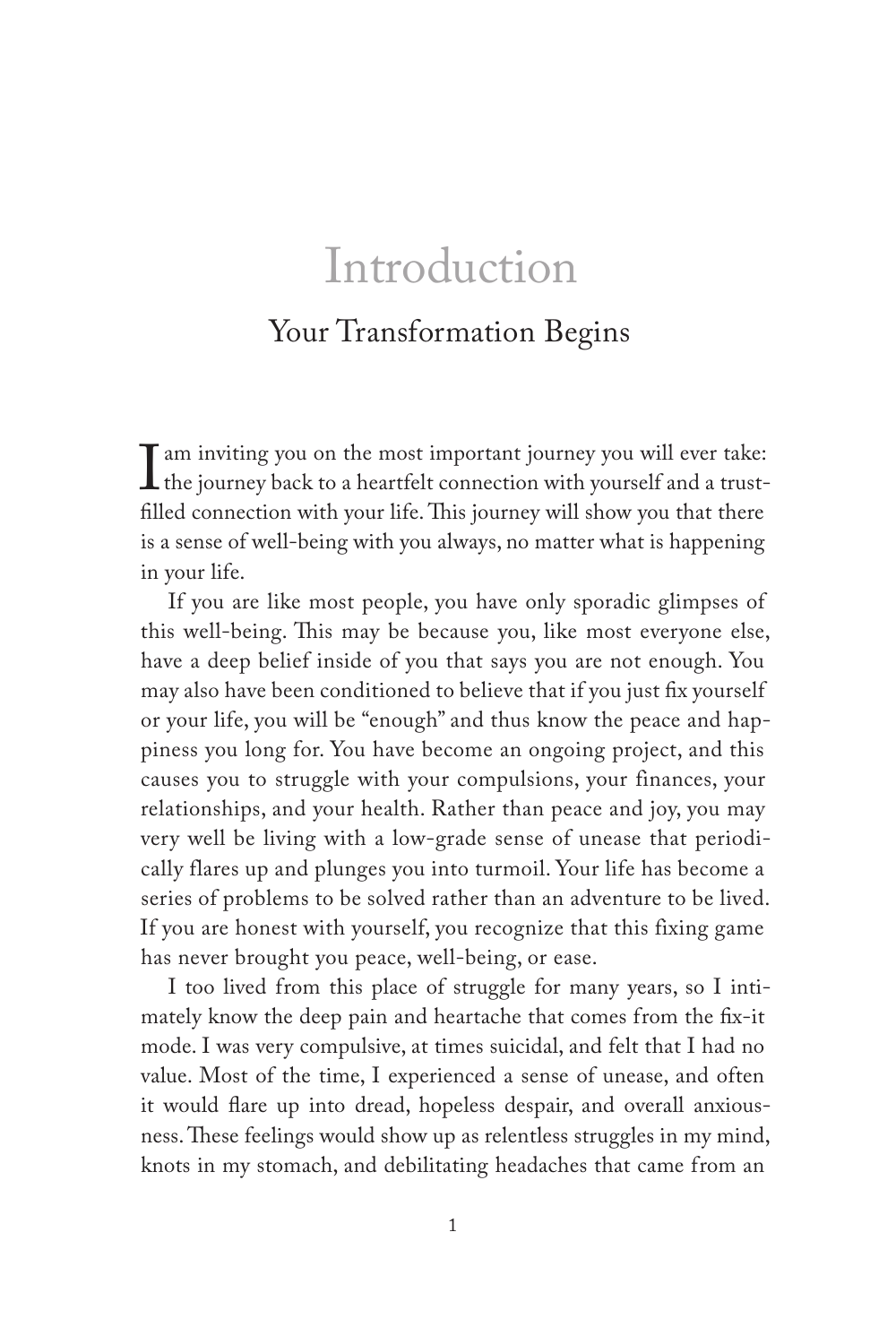# Introduction

## Your Transformation Begins

I am inviting you on the most important journey you will ever take: the journey back to a heartfelt connection with yourself and a trust-filled connection with your life. This journey will show you that there is a sense of well-being with you always, no matter what is happening in your life.

If you are like most people, you have only sporadic glimpses of this well-being. This may be because you, like most everyone else, have a deep belief inside of you that says you are not enough. You may also have been conditioned to believe that if you just fix yourself or your life, you will be "enough" and thus know the peace and happiness you long for. You have become an ongoing project, and this causes you to struggle with your compulsions, your finances, your relationships, and your health. Rather than peace and joy, you may very well be living with a low-grade sense of unease that periodically flares up and plunges you into turmoil. Your life has become a series of problems to be solved rather than an adventure to be lived. If you are honest with yourself, you recognize that this fixing game has never brought you peace, well-being, or ease.

I too lived from this place of struggle for many years, so I intimately know the deep pain and heartache that comes from the fix-it mode. I was very compulsive, at times suicidal, and felt that I had no value. Most of the time, I experienced a sense of unease, and often it would flare up into dread, hopeless despair, and overall anxiousness. These feelings would show up as relentless struggles in my mind, knots in my stomach, and debilitating headaches that came from an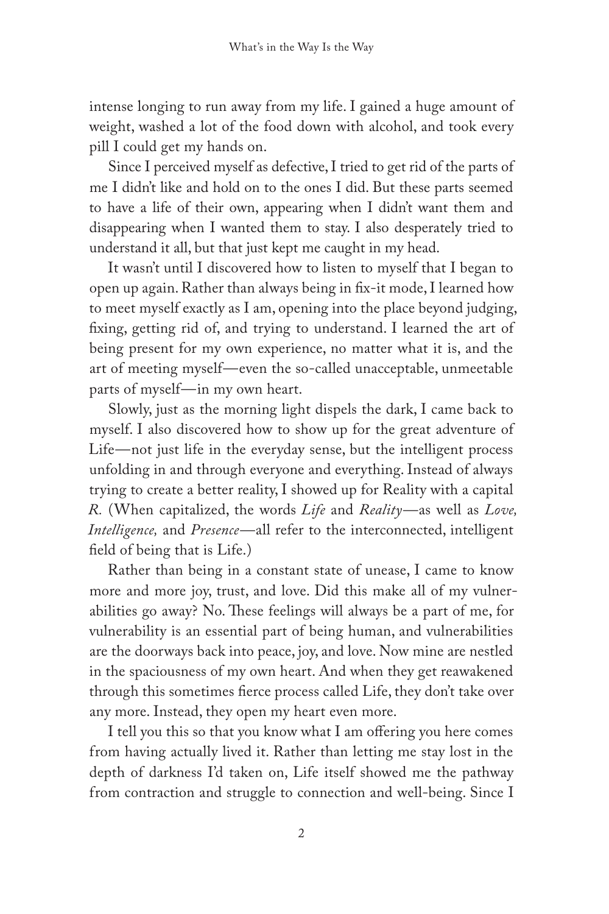intense longing to run away from my life. I gained a huge amount of weight, washed a lot of the food down with alcohol, and took every pill I could get my hands on.

Since I perceived myself as defective, I tried to get rid of the parts of me I didn't like and hold on to the ones I did. But these parts seemed to have a life of their own, appearing when I didn't want them and disappearing when I wanted them to stay. I also desperately tried to understand it all, but that just kept me caught in my head.

It wasn't until I discovered how to listen to myself that I began to open up again. Rather than always being in fix-it mode, I learned how to meet myself exactly as I am, opening into the place beyond judging, fixing, getting rid of, and trying to understand. I learned the art of being present for my own experience, no matter what it is, and the art of meeting myself—even the so-called unacceptable, unmeetable parts of myself—in my own heart.

Slowly, just as the morning light dispels the dark, I came back to myself. I also discovered how to show up for the great adventure of Life—not just life in the everyday sense, but the intelligent process unfolding in and through everyone and everything. Instead of always trying to create a better reality, I showed up for Reality with a capital *R.* (When capitalized, the words *Life* and *Reality*—as well as *Love, Intelligence,* and *Presence*—all refer to the interconnected, intelligent field of being that is Life.)

Rather than being in a constant state of unease, I came to know more and more joy, trust, and love. Did this make all of my vulnerabilities go away? No. These feelings will always be a part of me, for vulnerability is an essential part of being human, and vulnerabilities are the doorways back into peace, joy, and love. Now mine are nestled in the spaciousness of my own heart. And when they get reawakened through this sometimes fierce process called Life, they don't take over any more. Instead, they open my heart even more.

I tell you this so that you know what I am offering you here comes from having actually lived it. Rather than letting me stay lost in the depth of darkness I'd taken on, Life itself showed me the pathway from contraction and struggle to connection and well-being. Since I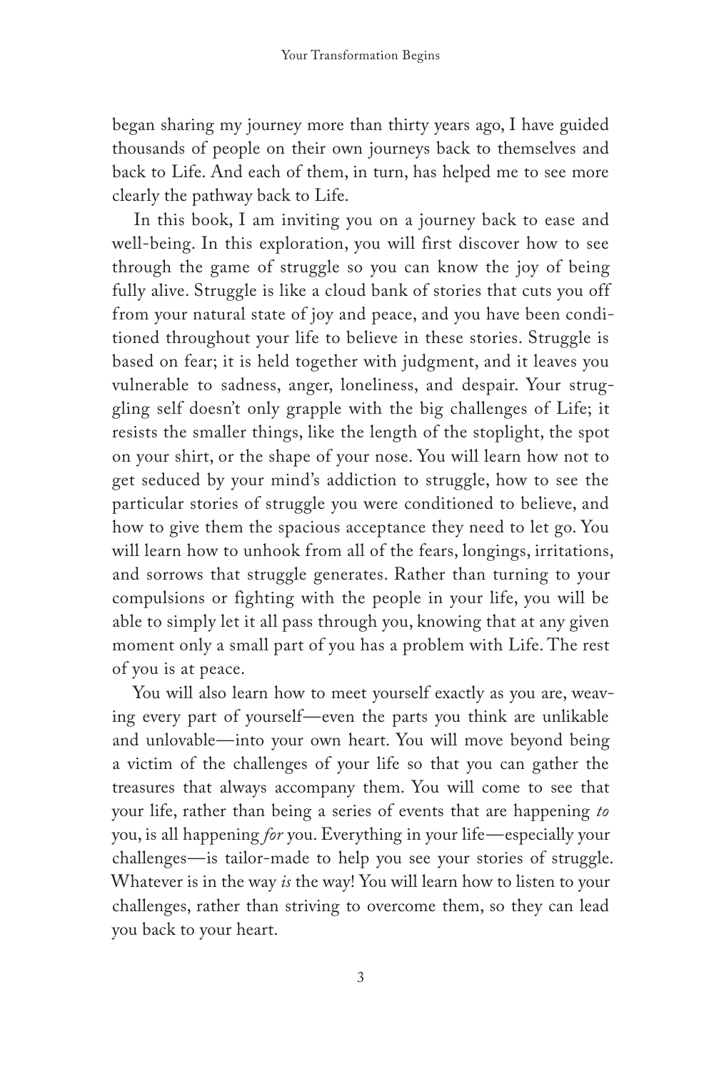began sharing my journey more than thirty years ago, I have guided thousands of people on their own journeys back to themselves and back to Life. And each of them, in turn, has helped me to see more clearly the pathway back to Life.

In this book, I am inviting you on a journey back to ease and well-being. In this exploration, you will first discover how to see through the game of struggle so you can know the joy of being fully alive. Struggle is like a cloud bank of stories that cuts you off from your natural state of joy and peace, and you have been conditioned throughout your life to believe in these stories. Struggle is based on fear; it is held together with judgment, and it leaves you vulnerable to sadness, anger, loneliness, and despair. Your struggling self doesn't only grapple with the big challenges of Life; it resists the smaller things, like the length of the stoplight, the spot on your shirt, or the shape of your nose. You will learn how not to get seduced by your mind's addiction to struggle, how to see the particular stories of struggle you were conditioned to believe, and how to give them the spacious acceptance they need to let go. You will learn how to unhook from all of the fears, longings, irritations, and sorrows that struggle generates. Rather than turning to your compulsions or fighting with the people in your life, you will be able to simply let it all pass through you, knowing that at any given moment only a small part of you has a problem with Life. The rest of you is at peace.

You will also learn how to meet yourself exactly as you are, weaving every part of yourself—even the parts you think are unlikable and unlovable—into your own heart. You will move beyond being a victim of the challenges of your life so that you can gather the treasures that always accompany them. You will come to see that your life, rather than being a series of events that are happening *to* you, is all happening *for* you. Everything in your life—especially your challenges—is tailor-made to help you see your stories of struggle. Whatever is in the way *is* the way! You will learn how to listen to your challenges, rather than striving to overcome them, so they can lead you back to your heart.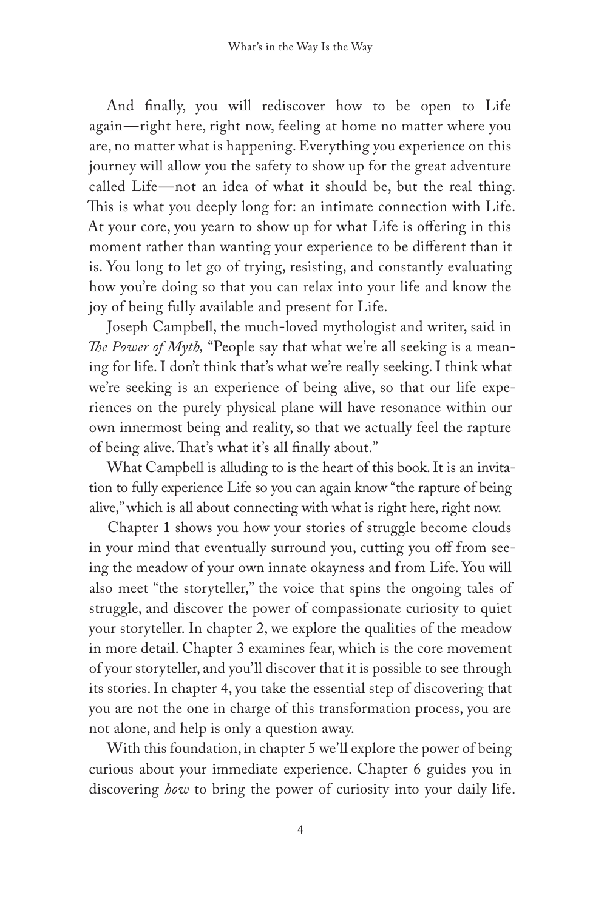And finally, you will rediscover how to be open to Life again—right here, right now, feeling at home no matter where you are, no matter what is happening. Everything you experience on this journey will allow you the safety to show up for the great adventure called Life—not an idea of what it should be, but the real thing. This is what you deeply long for: an intimate connection with Life. At your core, you yearn to show up for what Life is offering in this moment rather than wanting your experience to be different than it is. You long to let go of trying, resisting, and constantly evaluating how you're doing so that you can relax into your life and know the joy of being fully available and present for Life.

Joseph Campbell, the much-loved mythologist and writer, said in *The Power of Myth,* "People say that what we're all seeking is a meaning for life. I don't think that's what we're really seeking. I think what we're seeking is an experience of being alive, so that our life experiences on the purely physical plane will have resonance within our own innermost being and reality, so that we actually feel the rapture of being alive. That's what it's all finally about."

What Campbell is alluding to is the heart of this book. It is an invitation to fully experience Life so you can again know "the rapture of being alive," which is all about connecting with what is right here, right now.

Chapter 1 shows you how your stories of struggle become clouds in your mind that eventually surround you, cutting you off from seeing the meadow of your own innate okayness and from Life. You will also meet "the storyteller," the voice that spins the ongoing tales of struggle, and discover the power of compassionate curiosity to quiet your storyteller. In chapter 2, we explore the qualities of the meadow in more detail. Chapter 3 examines fear, which is the core movement of your storyteller, and you'll discover that it is possible to see through its stories. In chapter 4, you take the essential step of discovering that you are not the one in charge of this transformation process, you are not alone, and help is only a question away.

With this foundation, in chapter 5 we'll explore the power of being curious about your immediate experience. Chapter 6 guides you in discovering *how* to bring the power of curiosity into your daily life.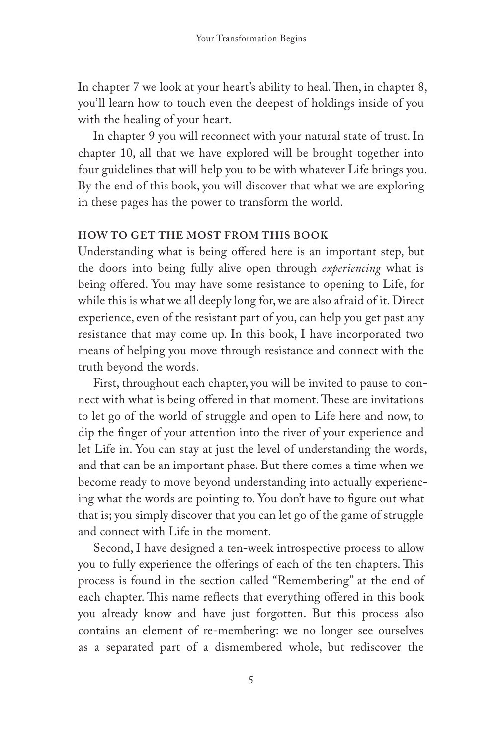In chapter 7 we look at your heart's ability to heal. Then, in chapter 8, you'll learn how to touch even the deepest of holdings inside of you with the healing of your heart.

In chapter 9 you will reconnect with your natural state of trust. In chapter 10, all that we have explored will be brought together into four guidelines that will help you to be with whatever Life brings you. By the end of this book, you will discover that what we are exploring in these pages has the power to transform the world.

### HOW TO GET THE MOST FROM THIS BOOK

Understanding what is being offered here is an important step, but the doors into being fully alive open through *experiencing* what is being offered. You may have some resistance to opening to Life, for while this is what we all deeply long for, we are also afraid of it. Direct experience, even of the resistant part of you, can help you get past any resistance that may come up. In this book, I have incorporated two means of helping you move through resistance and connect with the truth beyond the words.

First, throughout each chapter, you will be invited to pause to connect with what is being offered in that moment. These are invitations to let go of the world of struggle and open to Life here and now, to dip the finger of your attention into the river of your experience and let Life in. You can stay at just the level of understanding the words, and that can be an important phase. But there comes a time when we become ready to move beyond understanding into actually experiencing what the words are pointing to. You don't have to figure out what that is; you simply discover that you can let go of the game of struggle and connect with Life in the moment.

Second, I have designed a ten-week introspective process to allow you to fully experience the offerings of each of the ten chapters. This process is found in the section called "Remembering" at the end of each chapter. This name reflects that everything offered in this book you already know and have just forgotten. But this process also contains an element of re-membering: we no longer see ourselves as a separated part of a dismembered whole, but rediscover the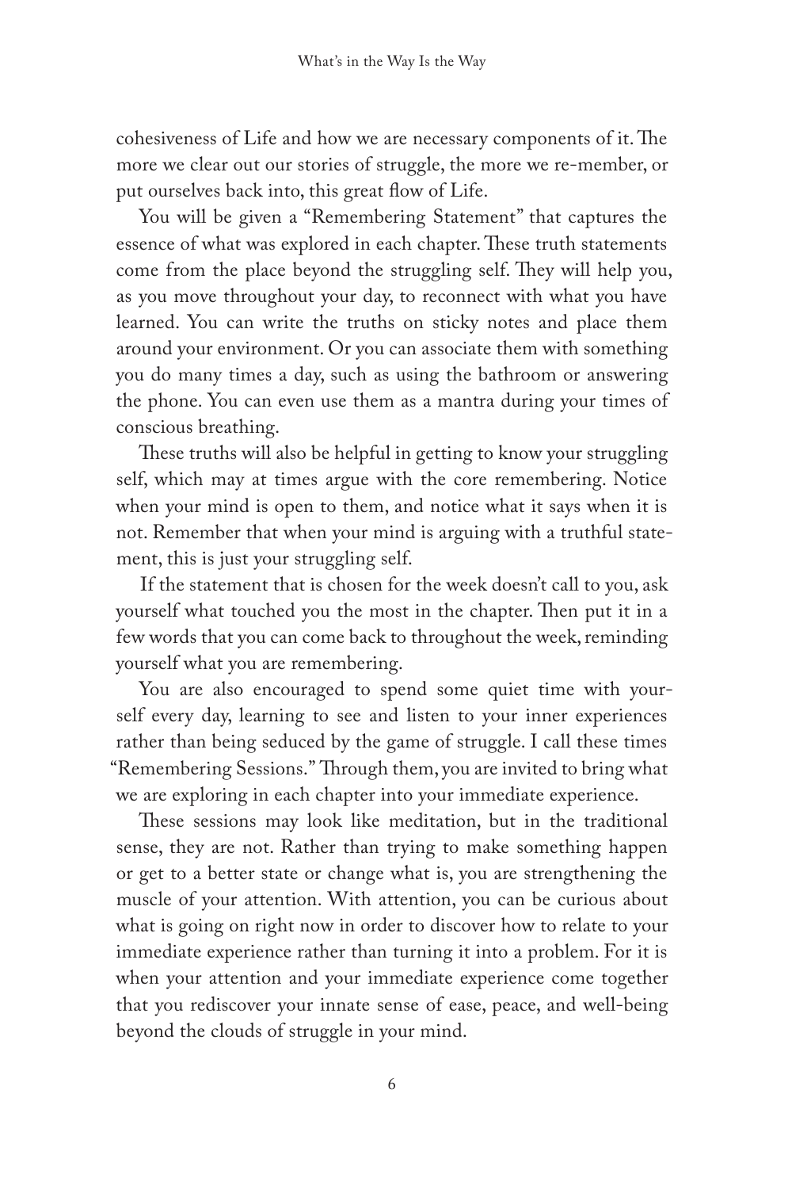cohesiveness of Life and how we are necessary components of it. The more we clear out our stories of struggle, the more we re-member, or put ourselves back into, this great flow of Life.

You will be given a "Remembering Statement" that captures the essence of what was explored in each chapter. These truth statements come from the place beyond the struggling self. They will help you, as you move throughout your day, to reconnect with what you have learned. You can write the truths on sticky notes and place them around your environment. Or you can associate them with something you do many times a day, such as using the bathroom or answering the phone. You can even use them as a mantra during your times of conscious breathing.

These truths will also be helpful in getting to know your struggling self, which may at times argue with the core remembering. Notice when your mind is open to them, and notice what it says when it is not. Remember that when your mind is arguing with a truthful statement, this is just your struggling self.

If the statement that is chosen for the week doesn't call to you, ask yourself what touched you the most in the chapter. Then put it in a few words that you can come back to throughout the week, reminding yourself what you are remembering.

You are also encouraged to spend some quiet time with yourself every day, learning to see and listen to your inner experiences rather than being seduced by the game of struggle. I call these times "Remembering Sessions." Through them, you are invited to bring what we are exploring in each chapter into your immediate experience.

These sessions may look like meditation, but in the traditional sense, they are not. Rather than trying to make something happen or get to a better state or change what is, you are strengthening the muscle of your attention. With attention, you can be curious about what is going on right now in order to discover how to relate to your immediate experience rather than turning it into a problem. For it is when your attention and your immediate experience come together that you rediscover your innate sense of ease, peace, and well-being beyond the clouds of struggle in your mind.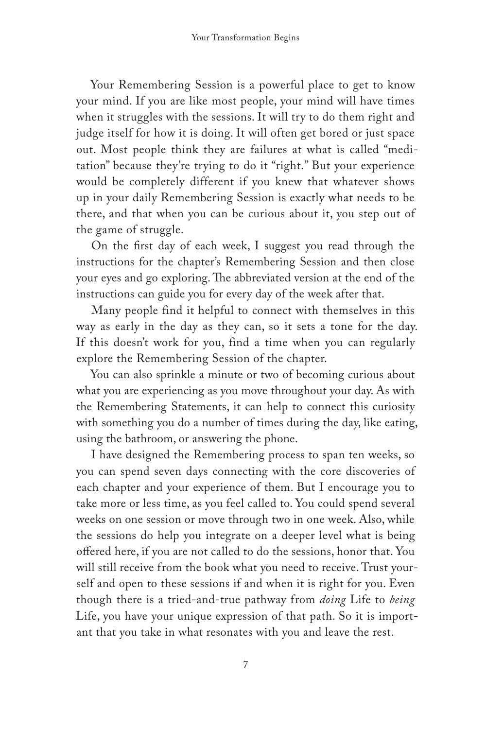Your Remembering Session is a powerful place to get to know your mind. If you are like most people, your mind will have times when it struggles with the sessions. It will try to do them right and judge itself for how it is doing. It will often get bored or just space out. Most people think they are failures at what is called "meditation" because they're trying to do it "right." But your experience would be completely different if you knew that whatever shows up in your daily Remembering Session is exactly what needs to be there, and that when you can be curious about it, you step out of the game of struggle.

On the first day of each week, I suggest you read through the instructions for the chapter's Remembering Session and then close your eyes and go exploring. The abbreviated version at the end of the instructions can guide you for every day of the week after that.

Many people find it helpful to connect with themselves in this way as early in the day as they can, so it sets a tone for the day. If this doesn't work for you, find a time when you can regularly explore the Remembering Session of the chapter.

You can also sprinkle a minute or two of becoming curious about what you are experiencing as you move throughout your day. As with the Remembering Statements, it can help to connect this curiosity with something you do a number of times during the day, like eating, using the bathroom, or answering the phone.

I have designed the Remembering process to span ten weeks, so you can spend seven days connecting with the core discoveries of each chapter and your experience of them. But I encourage you to take more or less time, as you feel called to. You could spend several weeks on one session or move through two in one week. Also, while the sessions do help you integrate on a deeper level what is being offered here, if you are not called to do the sessions, honor that. You will still receive from the book what you need to receive. Trust yourself and open to these sessions if and when it is right for you. Even though there is a tried-and-true pathway from *doing* Life to *being* Life, you have your unique expression of that path. So it is important that you take in what resonates with you and leave the rest.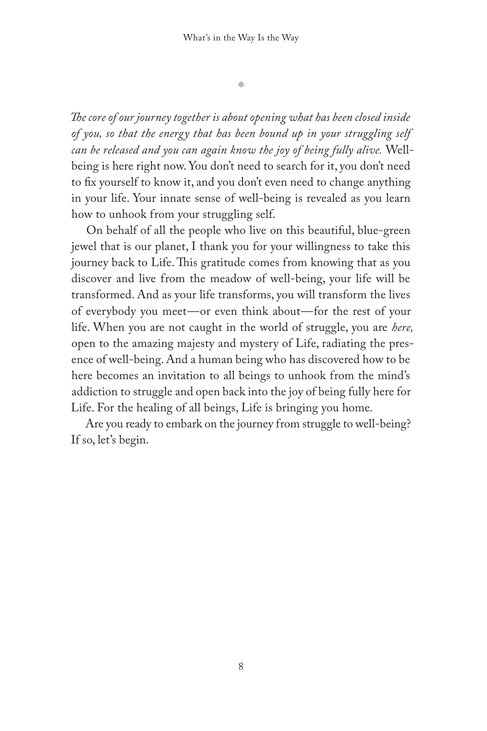*

*The core of our journey together is about opening what has been closed inside of you, so that the energy that has been bound up in your struggling self can be released and you can again know the joy of being fully alive.* Well-being is here right now. You don't need to search for it, you don't need to fix yourself to know it, and you don't even need to change anything in your life. Your innate sense of well-being is revealed as you learn how to unhook from your struggling self.

On behalf of all the people who live on this beautiful, blue-green jewel that is our planet, I thank you for your willingness to take this journey back to Life. This gratitude comes from knowing that as you discover and live from the meadow of well-being, your life will be transformed. And as your life transforms, you will transform the lives of everybody you meet—or even think about—for the rest of your life. When you are not caught in the world of struggle, you are *here,* open to the amazing majesty and mystery of Life, radiating the presence of well-being. And a human being who has discovered how to be here becomes an invitation to all beings to unhook from the mind's addiction to struggle and open back into the joy of being fully here for Life. For the healing of all beings, Life is bringing you home.

Are you ready to embark on the journey from struggle to well-being? If so, let's begin.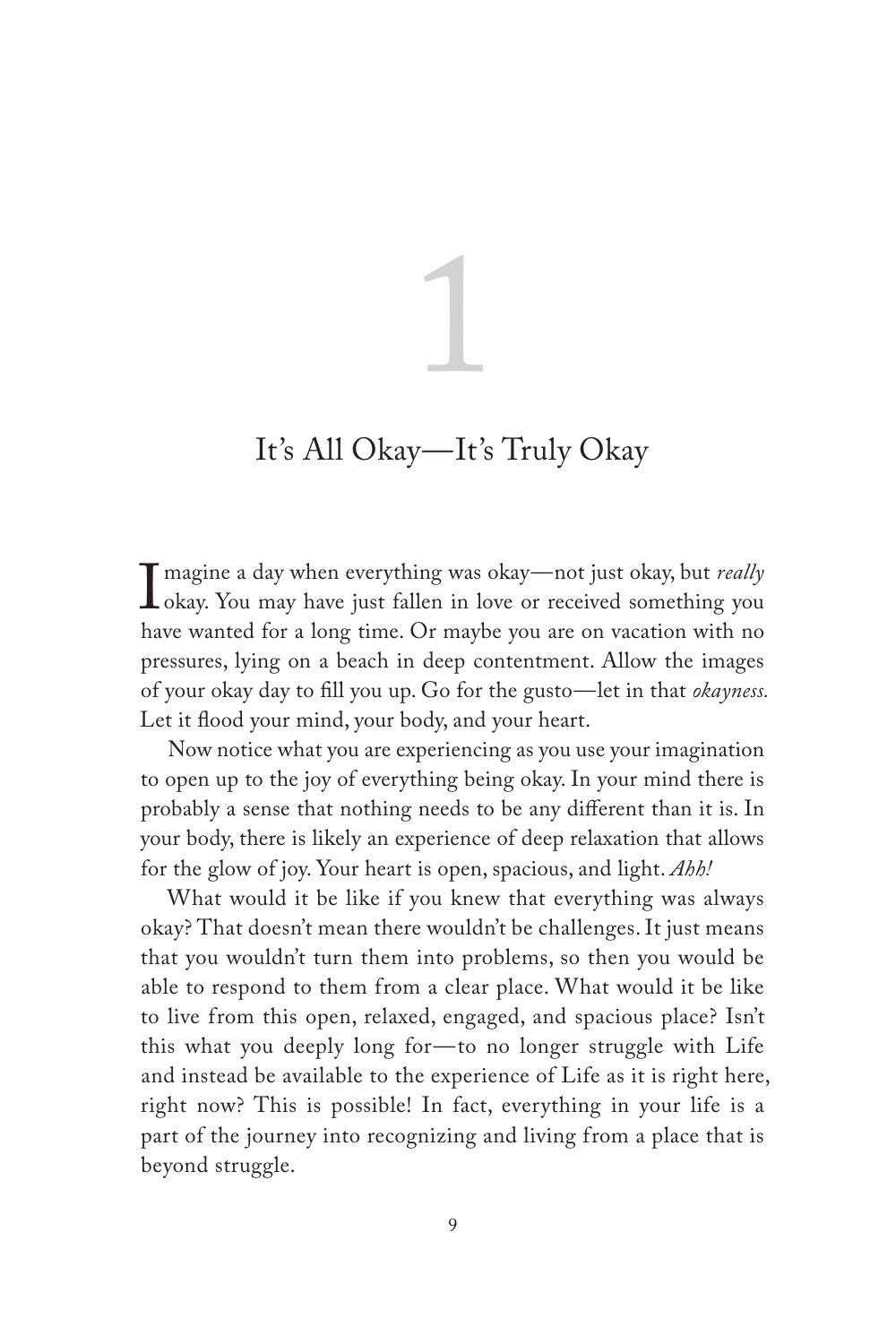# 1

## It's All Okay—It's Truly Okay

Imagine a day when everything was okay—not just okay, but *really* okay. You may have just fallen in love or received something you have wanted for a long time. Or maybe you are on vacation with no pressures, lying on a beach in deep contentment. Allow the images of your okay day to fill you up. Go for the gusto—let in that *okayness.* Let it flood your mind, your body, and your heart.

Now notice what you are experiencing as you use your imagination to open up to the joy of everything being okay. In your mind there is probably a sense that nothing needs to be any different than it is. In your body, there is likely an experience of deep relaxation that allows for the glow of joy. Your heart is open, spacious, and light. *Ahh!*

What would it be like if you knew that everything was always okay? That doesn't mean there wouldn't be challenges. It just means that you wouldn't turn them into problems, so then you would be able to respond to them from a clear place. What would it be like to live from this open, relaxed, engaged, and spacious place? Isn't this what you deeply long for—to no longer struggle with Life and instead be available to the experience of Life as it is right here, right now? This is possible! In fact, everything in your life is a part of the journey into recognizing and living from a place that is beyond struggle.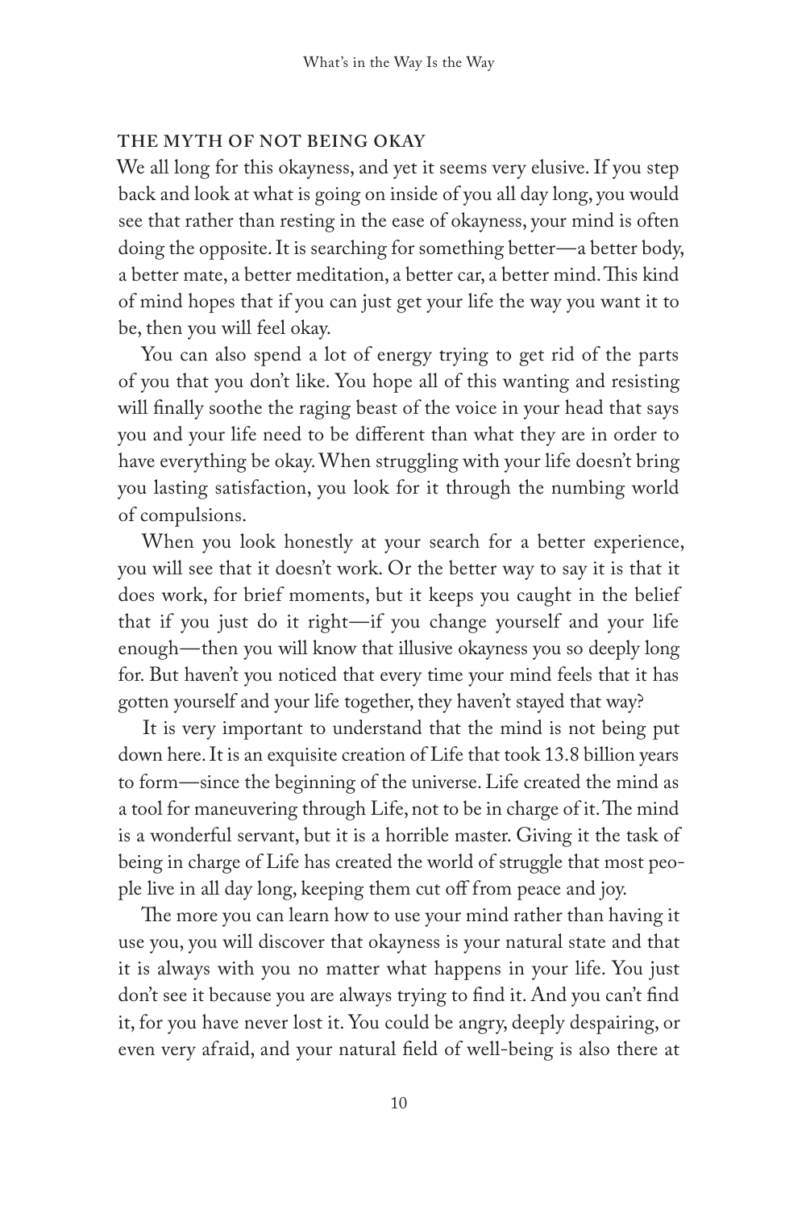## THE MYTH OF NOT BEING OKAY

We all long for this okayness, and yet it seems very elusive. If you step back and look at what is going on inside of you all day long, you would see that rather than resting in the ease of okayness, your mind is often doing the opposite. It is searching for something better—a better body, a better mate, a better meditation, a better car, a better mind. This kind of mind hopes that if you can just get your life the way you want it to be, then you will feel okay.

You can also spend a lot of energy trying to get rid of the parts of you that you don't like. You hope all of this wanting and resisting will finally soothe the raging beast of the voice in your head that says you and your life need to be different than what they are in order to have everything be okay. When struggling with your life doesn't bring you lasting satisfaction, you look for it through the numbing world of compulsions.

When you look honestly at your search for a better experience, you will see that it doesn't work. Or the better way to say it is that it does work, for brief moments, but it keeps you caught in the belief that if you just do it right—if you change yourself and your life enough—then you will know that illusive okayness you so deeply long for. But haven't you noticed that every time your mind feels that it has gotten yourself and your life together, they haven't stayed that way?

It is very important to understand that the mind is not being put down here. It is an exquisite creation of Life that took 13.8 billion years to form—since the beginning of the universe. Life created the mind as a tool for maneuvering through Life, not to be in charge of it. The mind is a wonderful servant, but it is a horrible master. Giving it the task of being in charge of Life has created the world of struggle that most people live in all day long, keeping them cut off from peace and joy.

The more you can learn how to use your mind rather than having it use you, you will discover that okayness is your natural state and that it is always with you no matter what happens in your life. You just don't see it because you are always trying to find it. And you can't find it, for you have never lost it. You could be angry, deeply despairing, or even very afraid, and your natural field of well-being is also there at